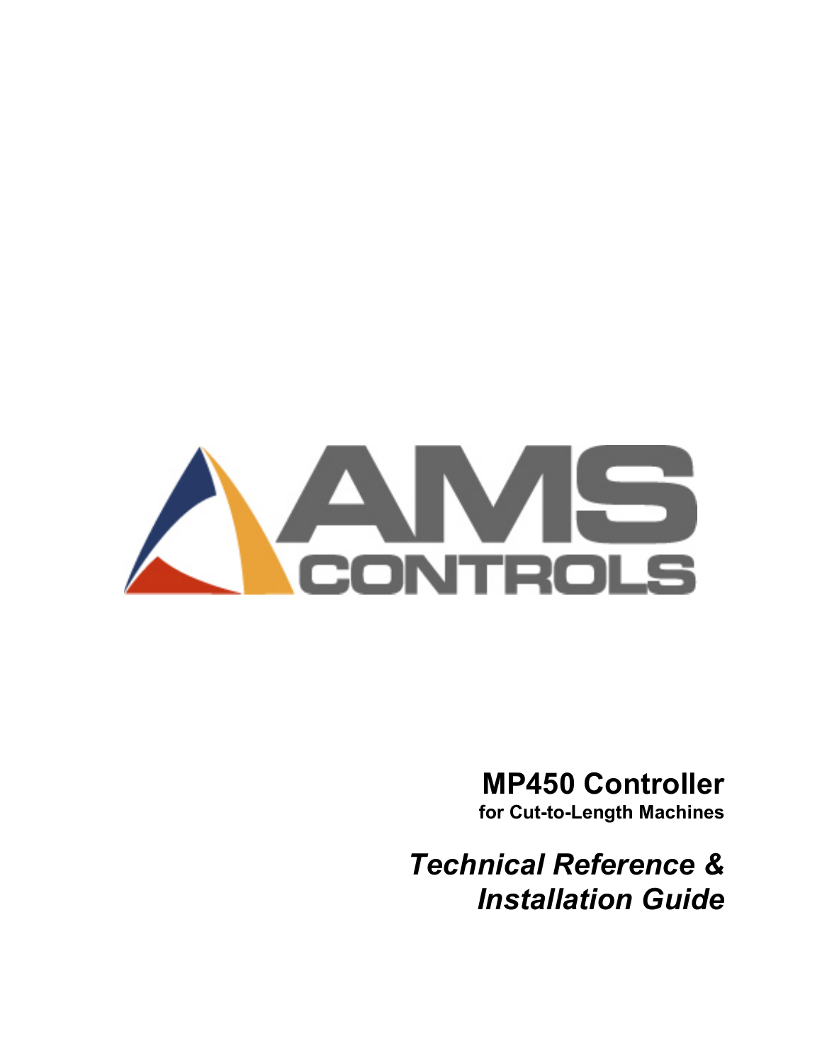AMS CONTROLS

# MP450 Controller

**for Cut-to-Length Machines**

## *Technical Reference & Installation Guide*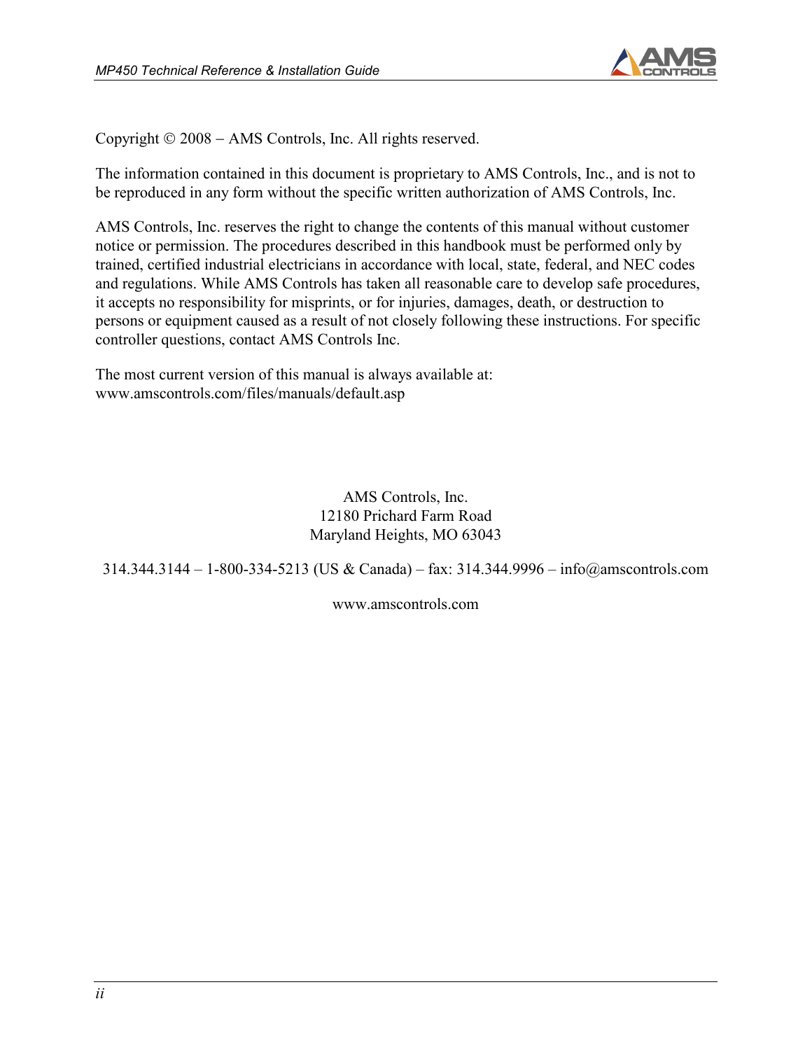Copyright © 2008 − AMS Controls, Inc. All rights reserved.

The information contained in this document is proprietary to AMS Controls, Inc., and is not to be reproduced in any form without the specific written authorization of AMS Controls, Inc.

AMS Controls, Inc. reserves the right to change the contents of this manual without customer notice or permission. The procedures described in this handbook must be performed only by trained, certified industrial electricians in accordance with local, state, federal, and NEC codes and regulations. While AMS Controls has taken all reasonable care to develop safe procedures, it accepts no responsibility for misprints, or for injuries, damages, death, or destruction to persons or equipment caused as a result of not closely following these instructions. For specific controller questions, contact AMS Controls Inc.

The most current version of this manual is always available at:
www.amscontrols.com/files/manuals/default.asp

AMS Controls, Inc.
12180 Prichard Farm Road
Maryland Heights, MO 63043

314.344.3144 – 1-800-334-5213 (US & Canada) – fax: 314.344.9996 – info@amscontrols.com

www.amscontrols.com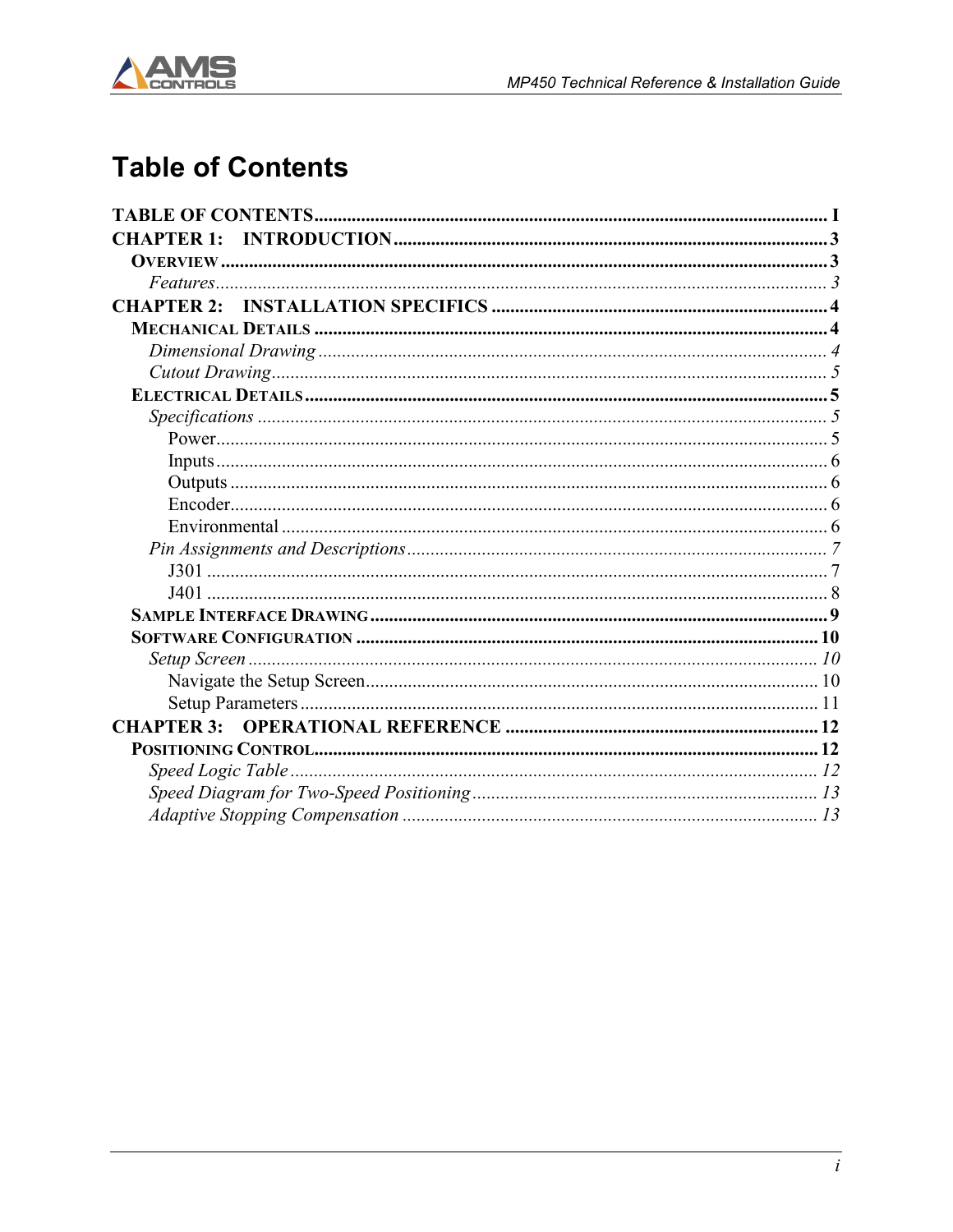# Table of Contents

**TABLE OF CONTENTS** ........ I

**CHAPTER 1: INTRODUCTION** ........ 3

- **OVERVIEW** ........ 3
  - *Features* ........ 3

**CHAPTER 2: INSTALLATION SPECIFICS** ........ 4

- **MECHANICAL DETAILS** ........ 4
  - *Dimensional Drawing* ........ 4
  - *Cutout Drawing* ........ 5
- **ELECTRICAL DETAILS** ........ 5
  - *Specifications* ........ 5
    - Power ........ 5
    - Inputs ........ 6
    - Outputs ........ 6
    - Encoder ........ 6
    - Environmental ........ 6
  - *Pin Assignments and Descriptions* ........ 7
    - J301 ........ 7
    - J401 ........ 8
- **SAMPLE INTERFACE DRAWING** ........ 9
- **SOFTWARE CONFIGURATION** ........ 10
  - *Setup Screen* ........ 10
    - Navigate the Setup Screen ........ 10
    - Setup Parameters ........ 11

**CHAPTER 3: OPERATIONAL REFERENCE** ........ 12

- **POSITIONING CONTROL** ........ 12
  - *Speed Logic Table* ........ 12
  - *Speed Diagram for Two-Speed Positioning* ........ 13
  - *Adaptive Stopping Compensation* ........ 13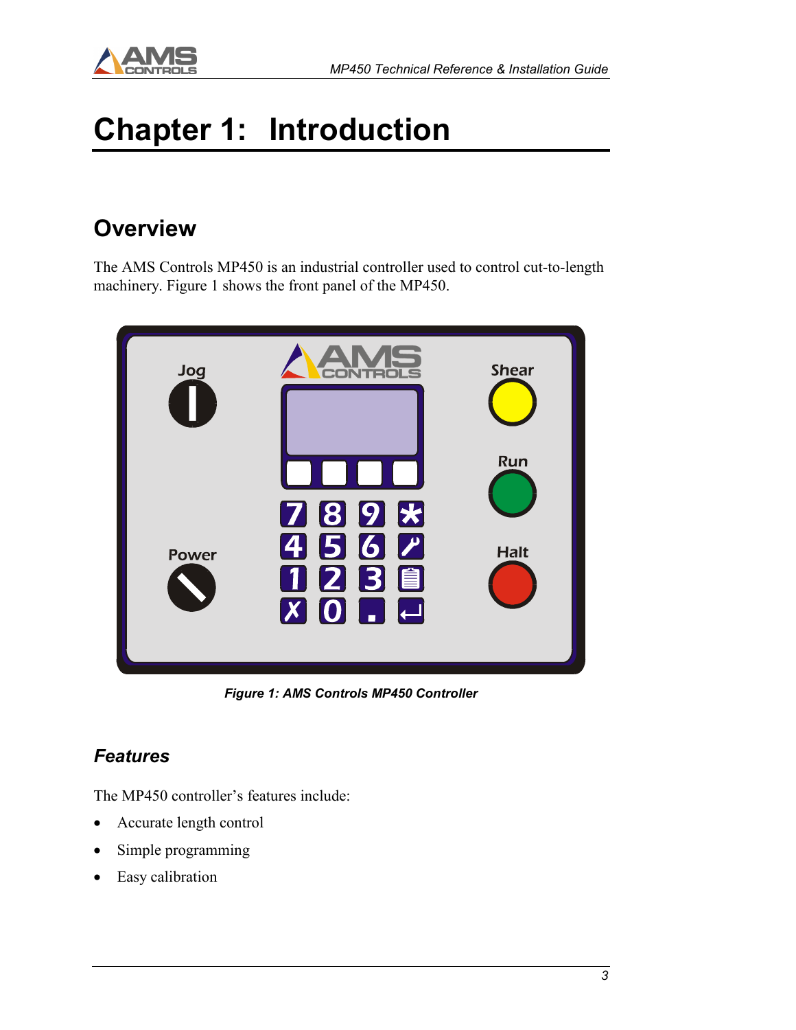# Chapter 1: Introduction

## Overview

The AMS Controls MP450 is an industrial controller used to control cut-to-length machinery. Figure 1 shows the front panel of the MP450.

***Figure 1: AMS Controls MP450 Controller***

### *Features*

The MP450 controller's features include:

- Accurate length control
- Simple programming
- Easy calibration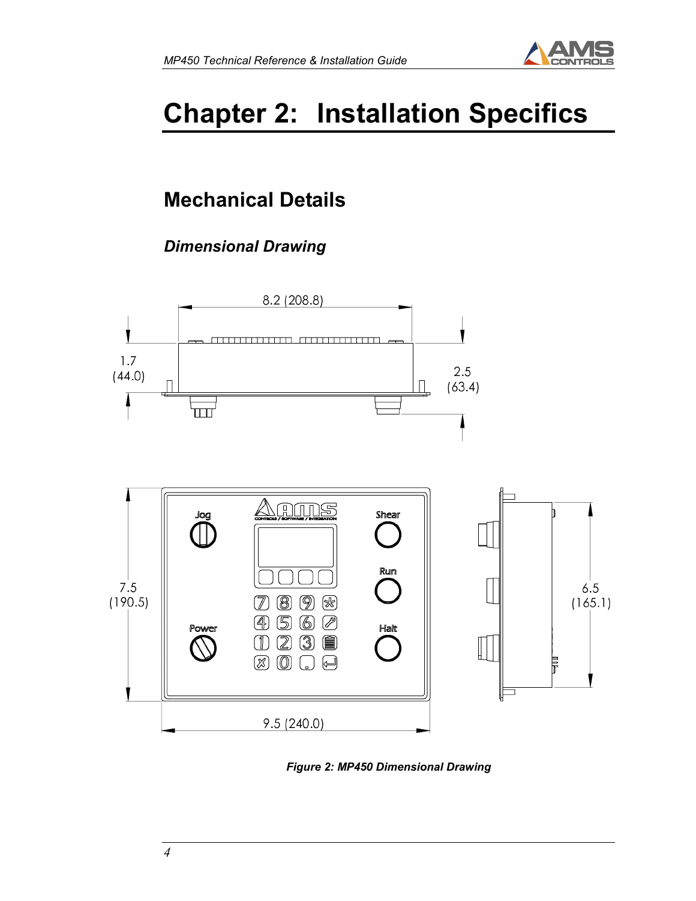# Chapter 2: Installation Specifics

## Mechanical Details

### *Dimensional Drawing*

8.2 (208.8)

1.7 (44.0)

2.5 (63.4)

7.5 (190.5)

6.5 (165.1)

9.5 (240.0)

Jog

Shear

Run

Power

Halt

***Figure 2: MP450 Dimensional Drawing***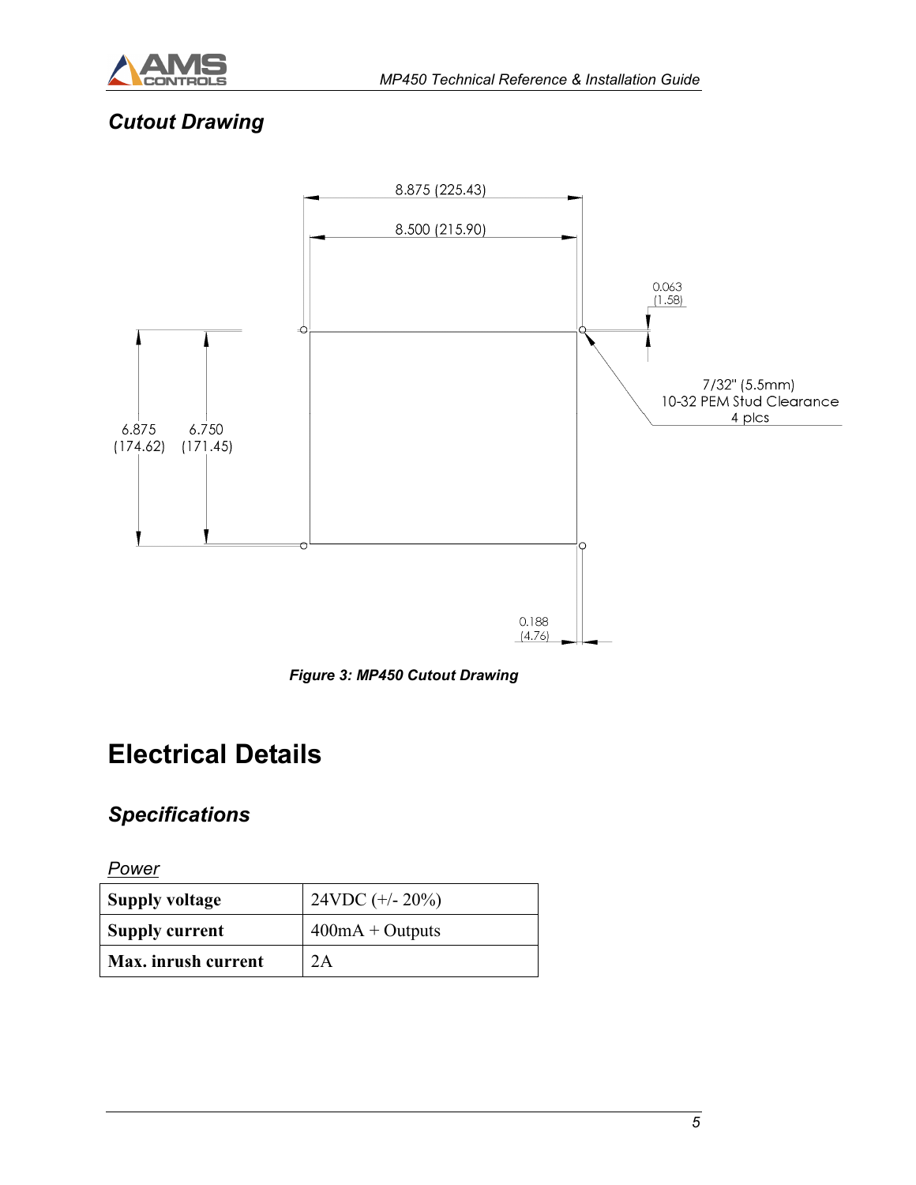### *Cutout Drawing*

8.875 (225.43)

8.500 (215.90)

0.063 (1.58)

7/32" (5.5mm)
10-32 PEM Stud Clearance
4 plcs

6.875 (174.62)

6.750 (171.45)

0.188 (4.76)

***Figure 3: MP450 Cutout Drawing***

# Electrical Details

## *Specifications*

*Power*

| | |
|---|---|
| **Supply voltage** | 24VDC (+/- 20%) |
| **Supply current** | 400mA + Outputs |
| **Max. inrush current** | 2A |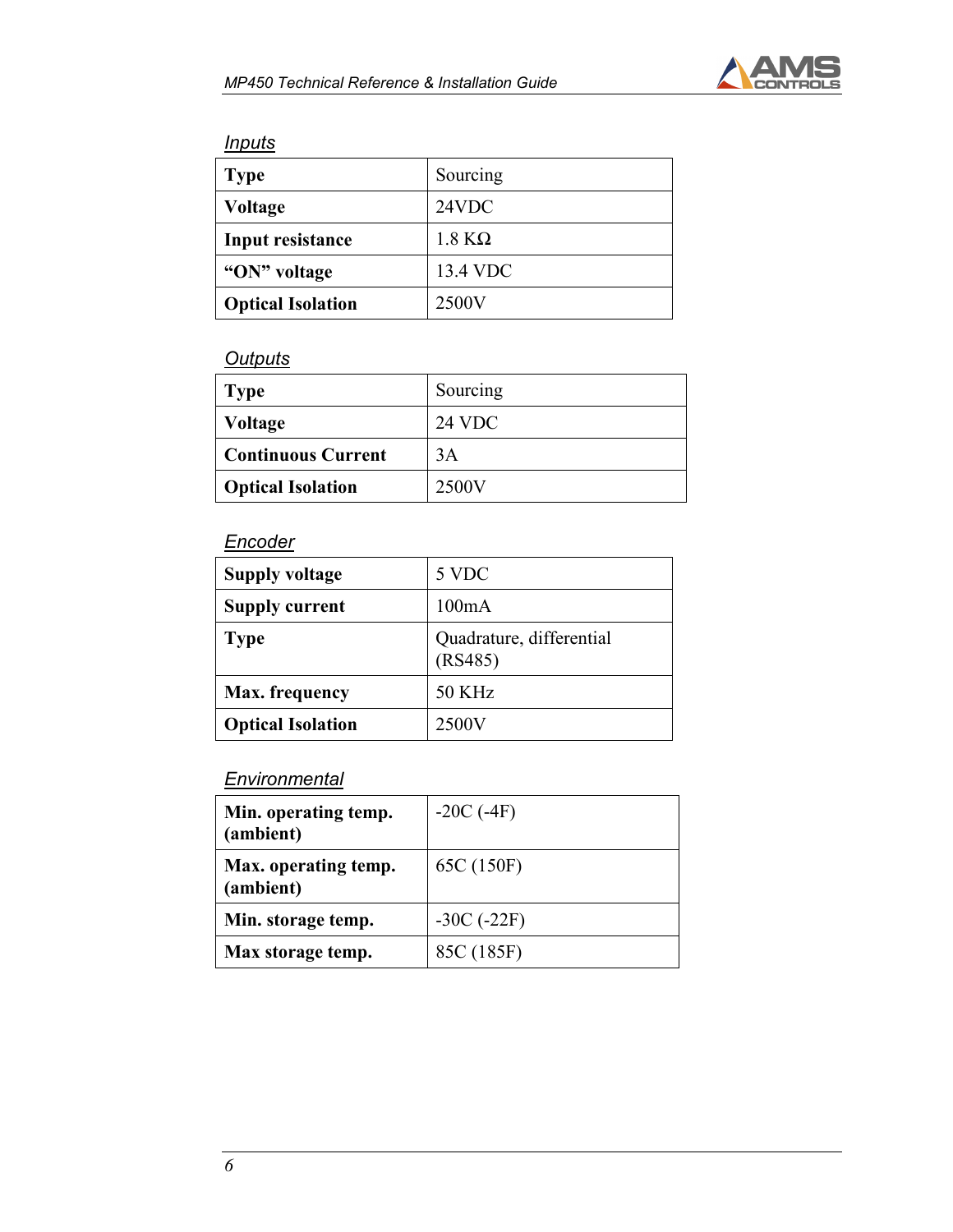*Inputs*

| Type | Sourcing |
|---|---|
| Voltage | 24VDC |
| Input resistance | 1.8 KΩ |
| “ON” voltage | 13.4 VDC |
| Optical Isolation | 2500V |

*Outputs*

| Type | Sourcing |
|---|---|
| Voltage | 24 VDC |
| Continuous Current | 3A |
| Optical Isolation | 2500V |

*Encoder*

| Supply voltage | 5 VDC |
|---|---|
| Supply current | 100mA |
| Type | Quadrature, differential (RS485) |
| Max. frequency | 50 KHz |
| Optical Isolation | 2500V |

*Environmental*

| Min. operating temp. (ambient) | -20C (-4F) |
|---|---|
| Max. operating temp. (ambient) | 65C (150F) |
| Min. storage temp. | -30C (-22F) |
| Max storage temp. | 85C (185F) |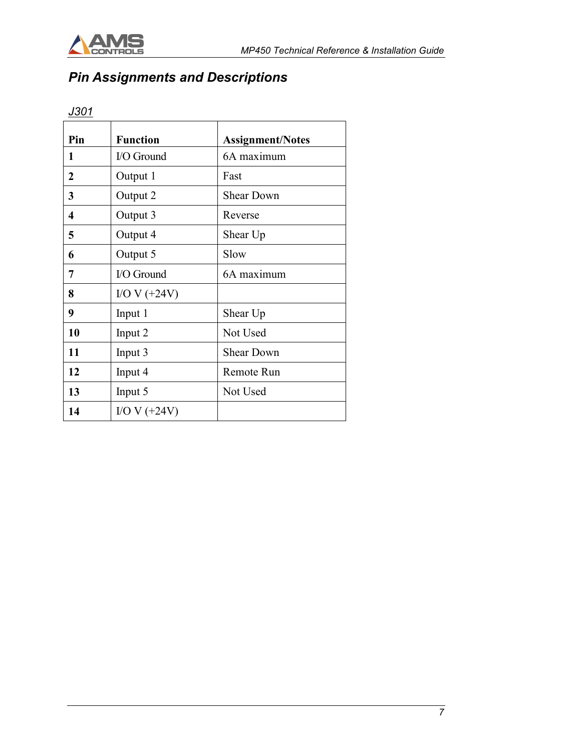## *Pin Assignments and Descriptions*

*J301*

| Pin | Function | Assignment/Notes |
|---|---|---|
| **1** | I/O Ground | 6A maximum |
| **2** | Output 1 | Fast |
| **3** | Output 2 | Shear Down |
| **4** | Output 3 | Reverse |
| **5** | Output 4 | Shear Up |
| **6** | Output 5 | Slow |
| **7** | I/O Ground | 6A maximum |
| **8** | I/O V (+24V) | |
| **9** | Input 1 | Shear Up |
| **10** | Input 2 | Not Used |
| **11** | Input 3 | Shear Down |
| **12** | Input 4 | Remote Run |
| **13** | Input 5 | Not Used |
| **14** | I/O V (+24V) | |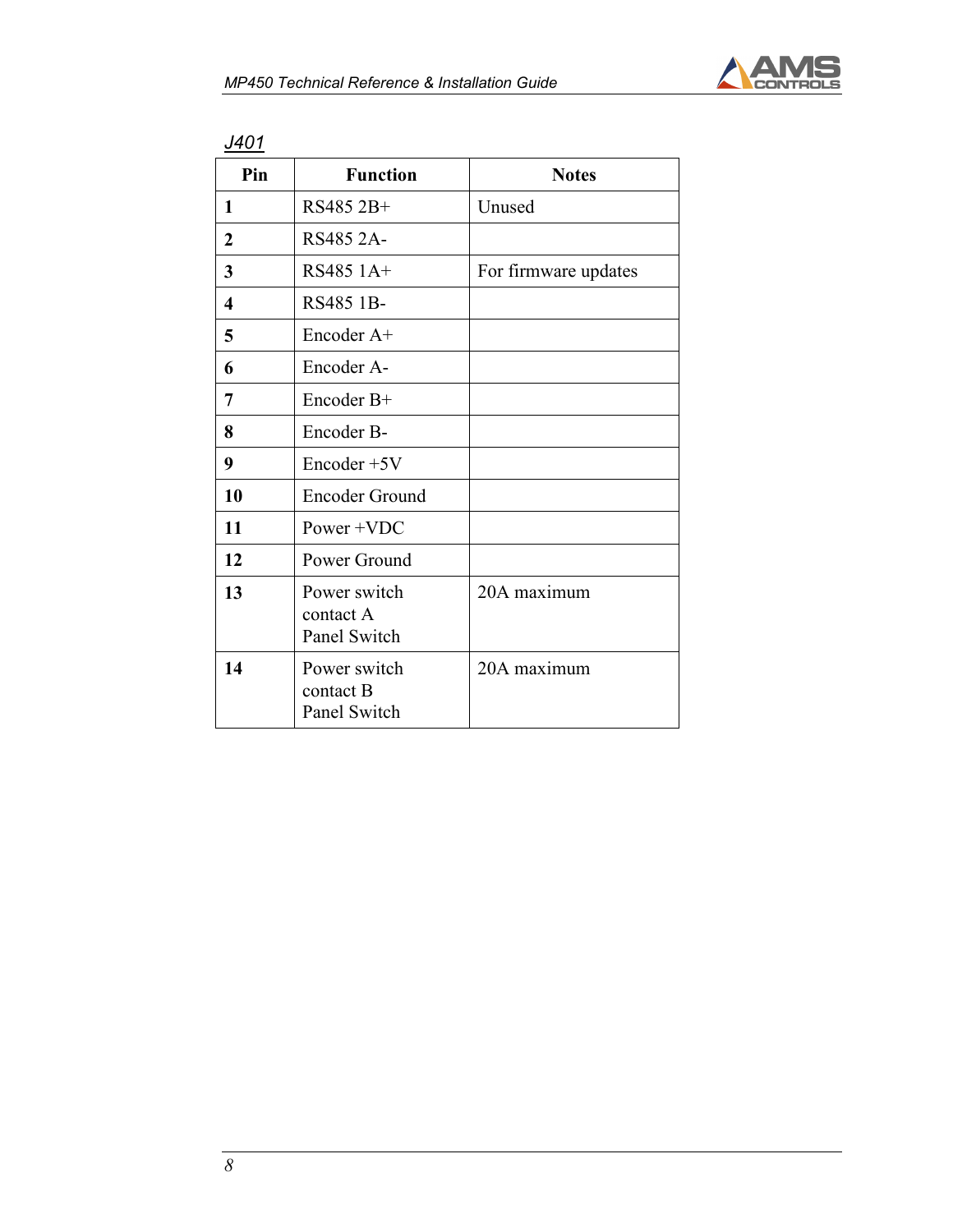*J401*

| Pin | Function | Notes |
|---|---|---|
| **1** | RS485 2B+ | Unused |
| **2** | RS485 2A- | |
| **3** | RS485 1A+ | For firmware updates |
| **4** | RS485 1B- | |
| **5** | Encoder A+ | |
| **6** | Encoder A- | |
| **7** | Encoder B+ | |
| **8** | Encoder B- | |
| **9** | Encoder +5V | |
| **10** | Encoder Ground | |
| **11** | Power +VDC | |
| **12** | Power Ground | |
| **13** | Power switch contact A Panel Switch | 20A maximum |
| **14** | Power switch contact B Panel Switch | 20A maximum |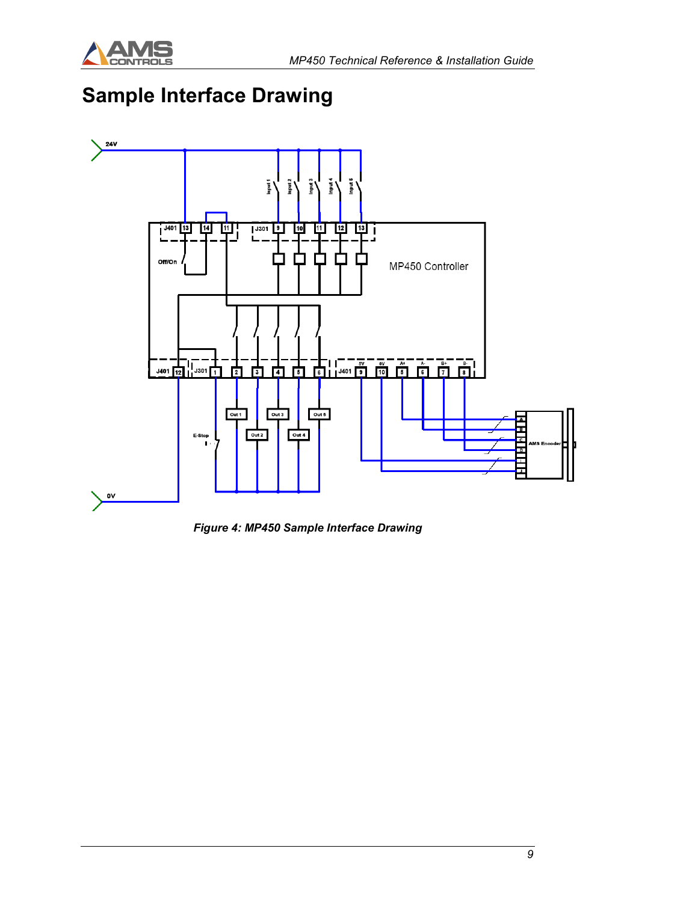# Sample Interface Drawing

*Figure 4: MP450 Sample Interface Drawing*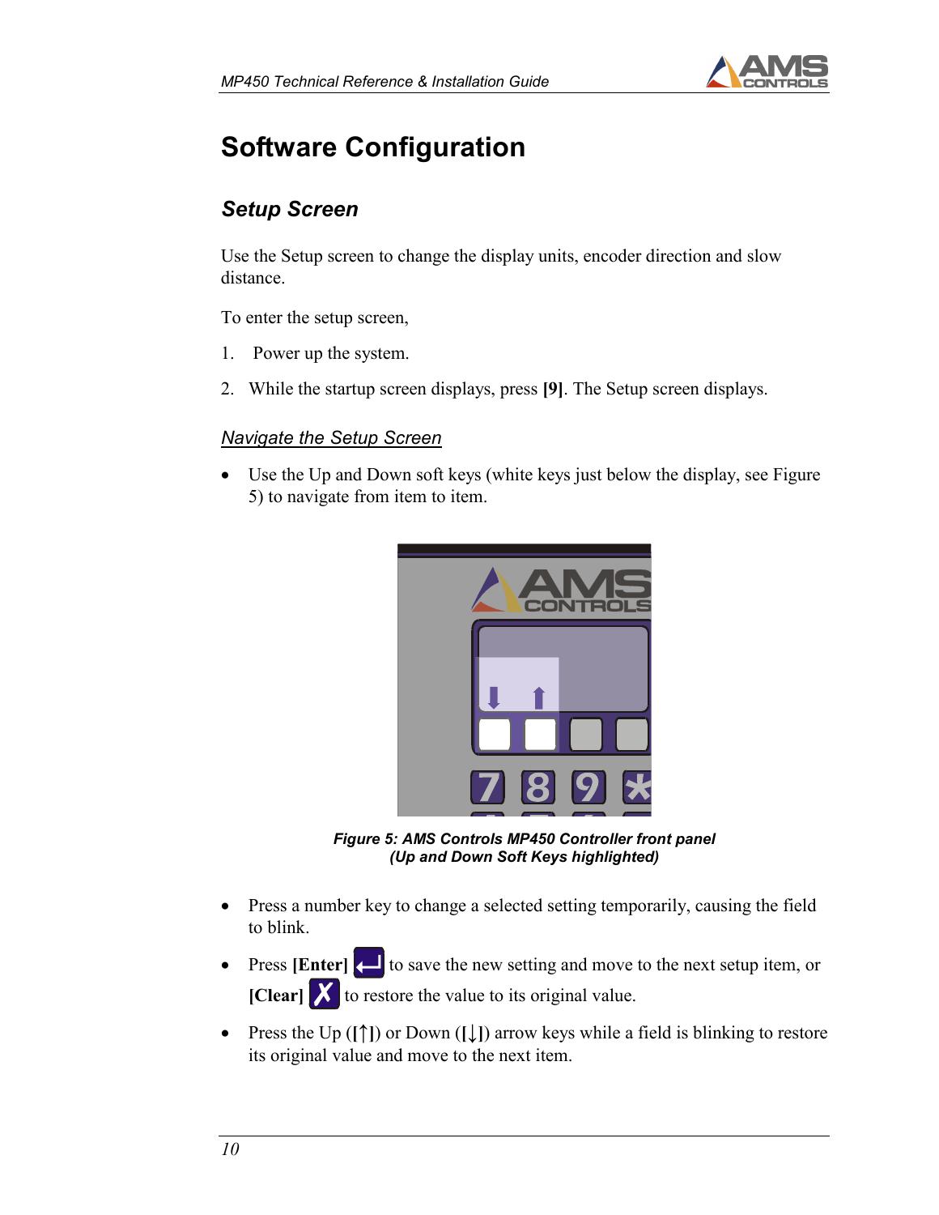# Software Configuration

## Setup Screen

Use the Setup screen to change the display units, encoder direction and slow distance.

To enter the setup screen,

1. Power up the system.
2. While the startup screen displays, press **[9]**. The Setup screen displays.

### Navigate the Setup Screen

- Use the Up and Down soft keys (white keys just below the display, see Figure 5) to navigate from item to item.

***Figure 5: AMS Controls MP450 Controller front panel (Up and Down Soft Keys highlighted)***

- Press a number key to change a selected setting temporarily, causing the field to blink.
- Press **[Enter]** to save the new setting and move to the next setup item, or **[Clear]** to restore the value to its original value.
- Press the Up (**[↑]**) or Down (**[↓]**) arrow keys while a field is blinking to restore its original value and move to the next item.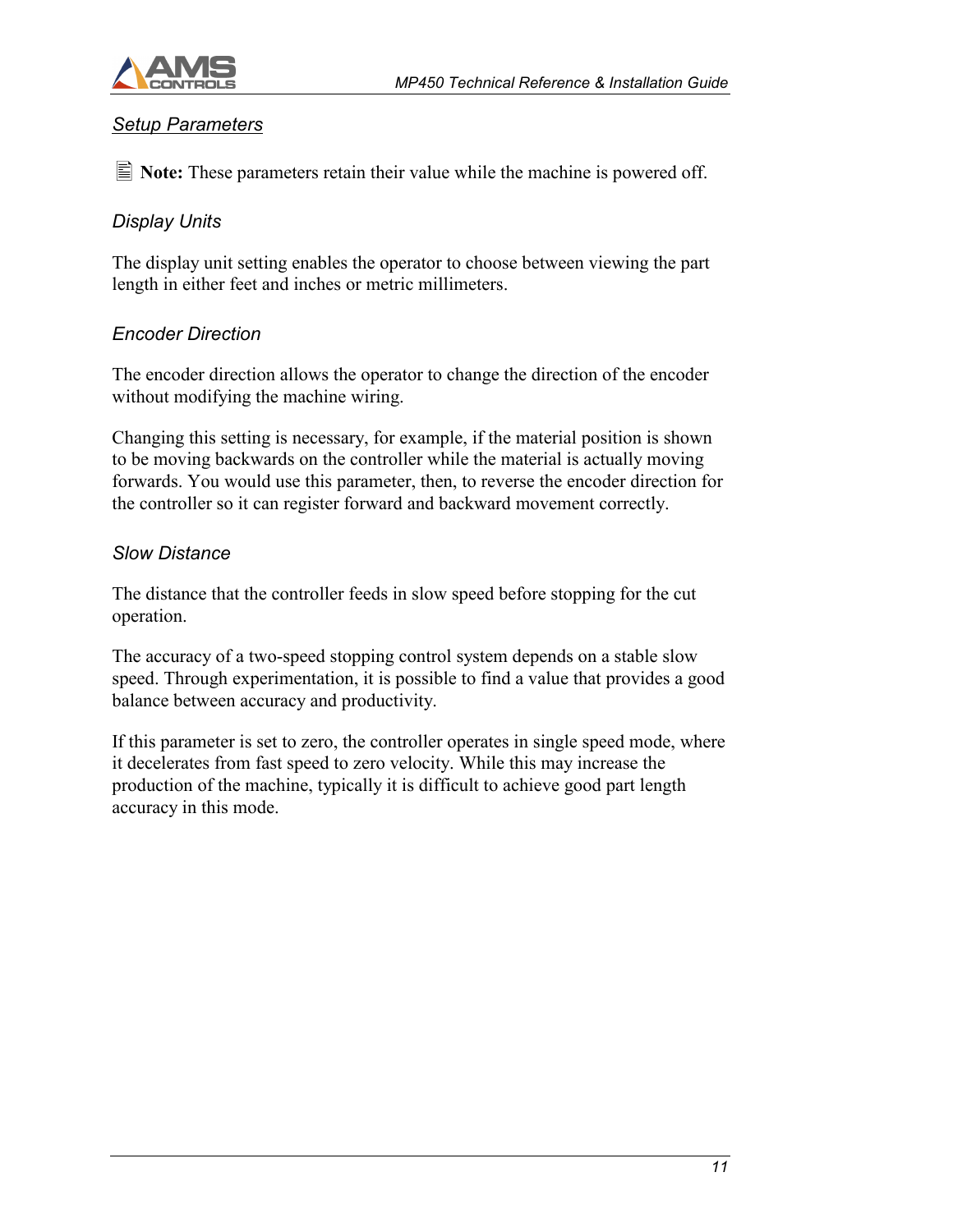## *Setup Parameters*

**Note:** These parameters retain their value while the machine is powered off.

### *Display Units*

The display unit setting enables the operator to choose between viewing the part length in either feet and inches or metric millimeters.

### *Encoder Direction*

The encoder direction allows the operator to change the direction of the encoder without modifying the machine wiring.

Changing this setting is necessary, for example, if the material position is shown to be moving backwards on the controller while the material is actually moving forwards. You would use this parameter, then, to reverse the encoder direction for the controller so it can register forward and backward movement correctly.

### *Slow Distance*

The distance that the controller feeds in slow speed before stopping for the cut operation.

The accuracy of a two-speed stopping control system depends on a stable slow speed. Through experimentation, it is possible to find a value that provides a good balance between accuracy and productivity.

If this parameter is set to zero, the controller operates in single speed mode, where it decelerates from fast speed to zero velocity. While this may increase the production of the machine, typically it is difficult to achieve good part length accuracy in this mode.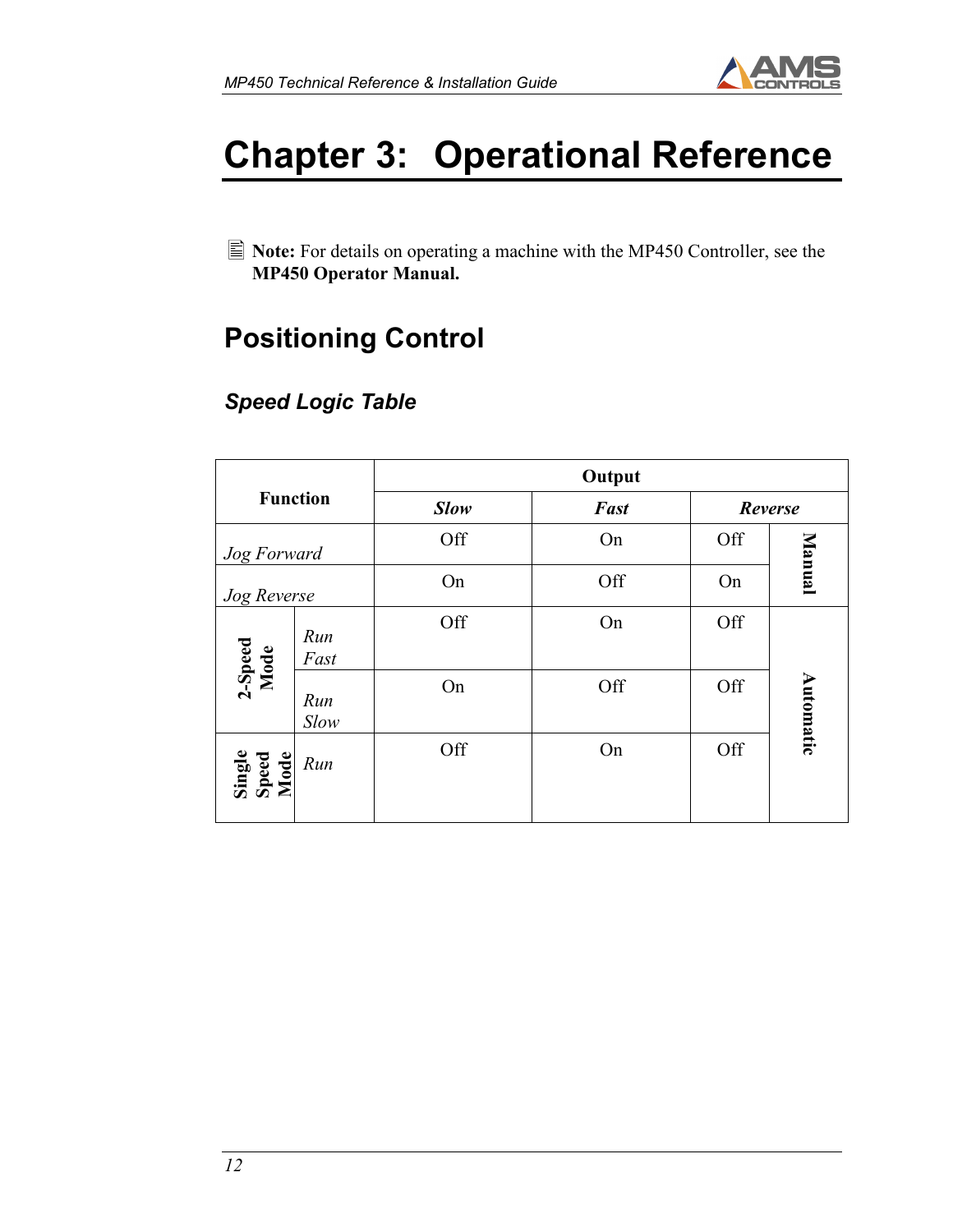# Chapter 3: Operational Reference

**Note:** For details on operating a machine with the MP450 Controller, see the **MP450 Operator Manual.**

## Positioning Control

### *Speed Logic Table*

| **Function** | | **Output** | | | |
|---|---|---|---|---|---|
| | | ***Slow*** | ***Fast*** | ***Reverse*** | |
| *Jog Forward* | | Off | On | Off | **Manual** |
| *Jog Reverse* | | On | Off | On | |
| **2-Speed Mode** | *Run Fast* | Off | On | Off | **Automatic** |
| | *Run Slow* | On | Off | Off | |
| **Single Speed Mode** | *Run* | Off | On | Off | |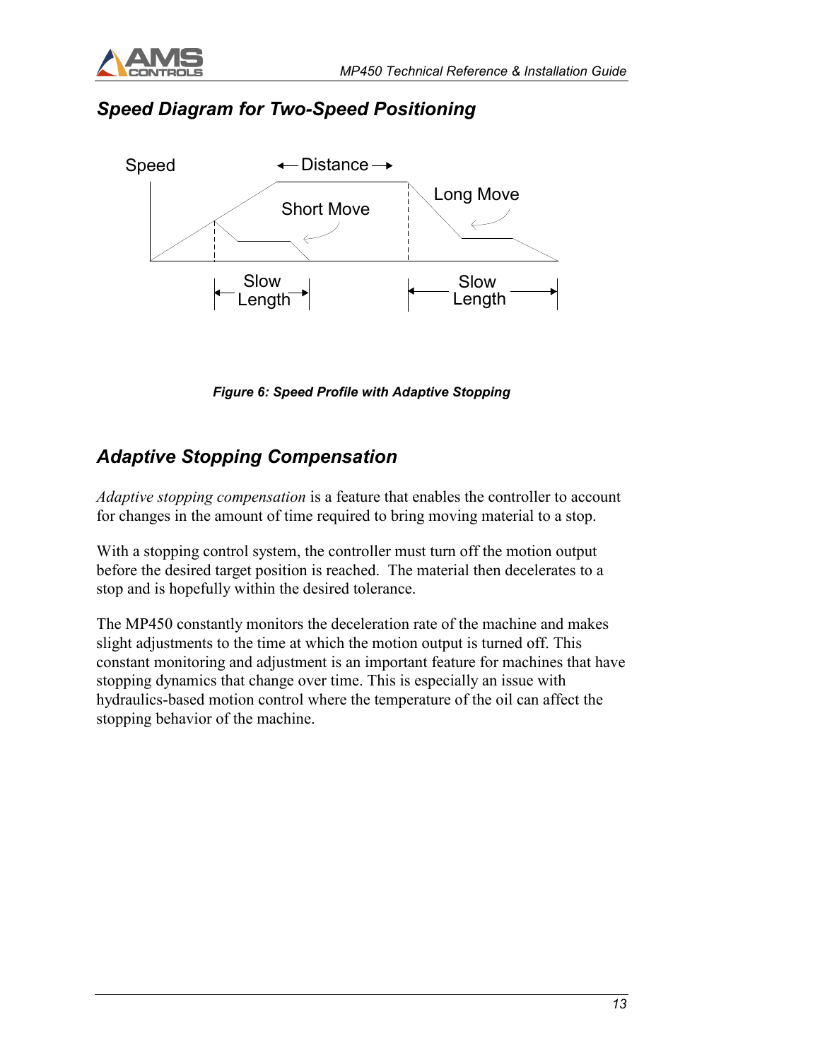## Speed Diagram for Two-Speed Positioning

Speed

Distance

Short Move

Long Move

Slow Length

Slow Length

*Figure 6: Speed Profile with Adaptive Stopping*

## Adaptive Stopping Compensation

*Adaptive stopping compensation* is a feature that enables the controller to account for changes in the amount of time required to bring moving material to a stop.

With a stopping control system, the controller must turn off the motion output before the desired target position is reached. The material then decelerates to a stop and is hopefully within the desired tolerance.

The MP450 constantly monitors the deceleration rate of the machine and makes slight adjustments to the time at which the motion output is turned off. This constant monitoring and adjustment is an important feature for machines that have stopping dynamics that change over time. This is especially an issue with hydraulics-based motion control where the temperature of the oil can affect the stopping behavior of the machine.